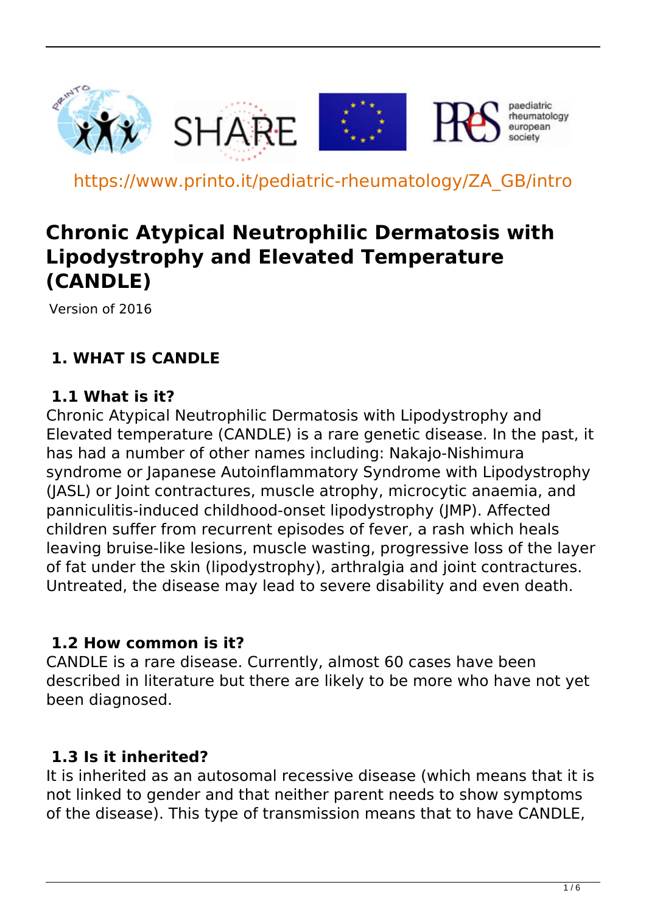https://www.printo.it/pediatric-rheumatology/ZA_GB/intro

# Chronic Atypical Neutrophilic Dermatosis with Lipodystrophy and Elevated Temperature (CANDLE)

Version of 2016

## 1. WHAT IS CANDLE

### 1.1 What is it?

Chronic Atypical Neutrophilic Dermatosis with Lipodystrophy and Elevated temperature (CANDLE) is a rare genetic disease. In the past, it has had a number of other names including: Nakajo-Nishimura syndrome or Japanese Autoinflammatory Syndrome with Lipodystrophy (JASL) or Joint contractures, muscle atrophy, microcytic anaemia, and panniculitis-induced childhood-onset lipodystrophy (JMP). Affected children suffer from recurrent episodes of fever, a rash which heals leaving bruise-like lesions, muscle wasting, progressive loss of the layer of fat under the skin (lipodystrophy), arthralgia and joint contractures. Untreated, the disease may lead to severe disability and even death.

### 1.2 How common is it?

CANDLE is a rare disease. Currently, almost 60 cases have been described in literature but there are likely to be more who have not yet been diagnosed.

### 1.3 Is it inherited?

It is inherited as an autosomal recessive disease (which means that it is not linked to gender and that neither parent needs to show symptoms of the disease). This type of transmission means that to have CANDLE,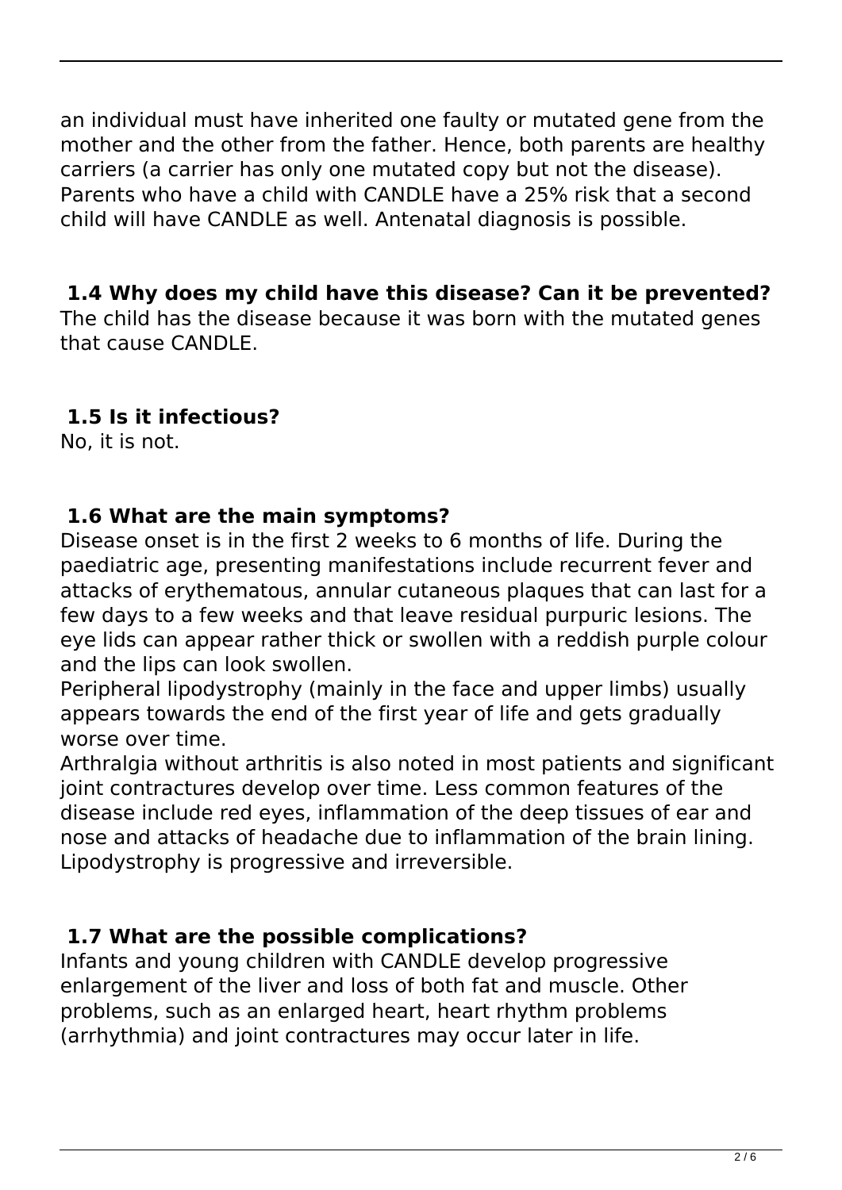an individual must have inherited one faulty or mutated gene from the mother and the other from the father. Hence, both parents are healthy carriers (a carrier has only one mutated copy but not the disease). Parents who have a child with CANDLE have a 25% risk that a second child will have CANDLE as well. Antenatal diagnosis is possible.

### 1.4 Why does my child have this disease? Can it be prevented?

The child has the disease because it was born with the mutated genes that cause CANDLE.

### 1.5 Is it infectious?

No, it is not.

### 1.6 What are the main symptoms?

Disease onset is in the first 2 weeks to 6 months of life. During the paediatric age, presenting manifestations include recurrent fever and attacks of erythematous, annular cutaneous plaques that can last for a few days to a few weeks and that leave residual purpuric lesions. The eye lids can appear rather thick or swollen with a reddish purple colour and the lips can look swollen.

Peripheral lipodystrophy (mainly in the face and upper limbs) usually appears towards the end of the first year of life and gets gradually worse over time.

Arthralgia without arthritis is also noted in most patients and significant joint contractures develop over time. Less common features of the disease include red eyes, inflammation of the deep tissues of ear and nose and attacks of headache due to inflammation of the brain lining. Lipodystrophy is progressive and irreversible.

### 1.7 What are the possible complications?

Infants and young children with CANDLE develop progressive enlargement of the liver and loss of both fat and muscle. Other problems, such as an enlarged heart, heart rhythm problems (arrhythmia) and joint contractures may occur later in life.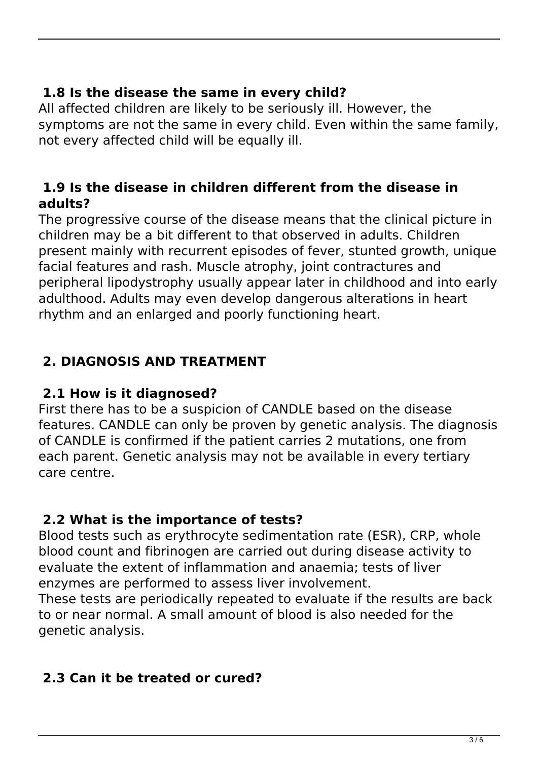### 1.8 Is the disease the same in every child?

All affected children are likely to be seriously ill. However, the symptoms are not the same in every child. Even within the same family, not every affected child will be equally ill.

### 1.9 Is the disease in children different from the disease in adults?

The progressive course of the disease means that the clinical picture in children may be a bit different to that observed in adults. Children present mainly with recurrent episodes of fever, stunted growth, unique facial features and rash. Muscle atrophy, joint contractures and peripheral lipodystrophy usually appear later in childhood and into early adulthood. Adults may even develop dangerous alterations in heart rhythm and an enlarged and poorly functioning heart.

## 2. DIAGNOSIS AND TREATMENT

### 2.1 How is it diagnosed?

First there has to be a suspicion of CANDLE based on the disease features. CANDLE can only be proven by genetic analysis. The diagnosis of CANDLE is confirmed if the patient carries 2 mutations, one from each parent. Genetic analysis may not be available in every tertiary care centre.

### 2.2 What is the importance of tests?

Blood tests such as erythrocyte sedimentation rate (ESR), CRP, whole blood count and fibrinogen are carried out during disease activity to evaluate the extent of inflammation and anaemia; tests of liver enzymes are performed to assess liver involvement.
These tests are periodically repeated to evaluate if the results are back to or near normal. A small amount of blood is also needed for the genetic analysis.

### 2.3 Can it be treated or cured?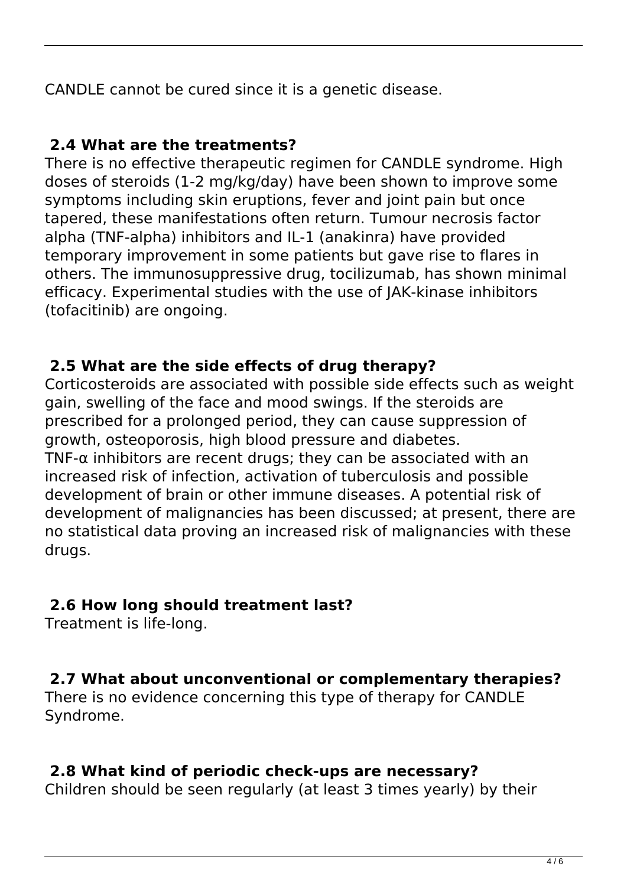CANDLE cannot be cured since it is a genetic disease.

### 2.4 What are the treatments?

There is no effective therapeutic regimen for CANDLE syndrome. High doses of steroids (1-2 mg/kg/day) have been shown to improve some symptoms including skin eruptions, fever and joint pain but once tapered, these manifestations often return. Tumour necrosis factor alpha (TNF-alpha) inhibitors and IL-1 (anakinra) have provided temporary improvement in some patients but gave rise to flares in others. The immunosuppressive drug, tocilizumab, has shown minimal efficacy. Experimental studies with the use of JAK-kinase inhibitors (tofacitinib) are ongoing.

### 2.5 What are the side effects of drug therapy?

Corticosteroids are associated with possible side effects such as weight gain, swelling of the face and mood swings. If the steroids are prescribed for a prolonged period, they can cause suppression of growth, osteoporosis, high blood pressure and diabetes.
TNF-α inhibitors are recent drugs; they can be associated with an increased risk of infection, activation of tuberculosis and possible development of brain or other immune diseases. A potential risk of development of malignancies has been discussed; at present, there are no statistical data proving an increased risk of malignancies with these drugs.

### 2.6 How long should treatment last?

Treatment is life-long.

### 2.7 What about unconventional or complementary therapies?

There is no evidence concerning this type of therapy for CANDLE Syndrome.

### 2.8 What kind of periodic check-ups are necessary?

Children should be seen regularly (at least 3 times yearly) by their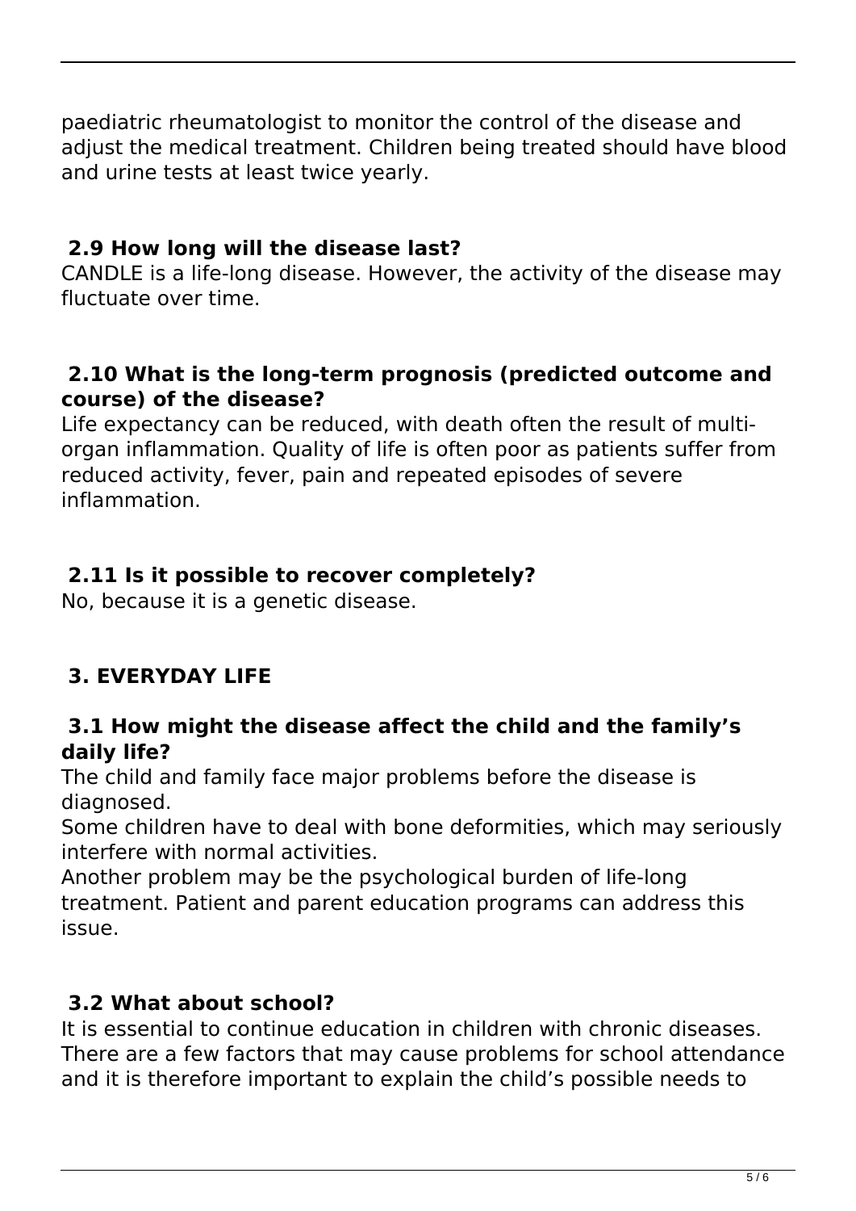paediatric rheumatologist to monitor the control of the disease and adjust the medical treatment. Children being treated should have blood and urine tests at least twice yearly.

### 2.9 How long will the disease last?

CANDLE is a life-long disease. However, the activity of the disease may fluctuate over time.

### 2.10 What is the long-term prognosis (predicted outcome and course) of the disease?

Life expectancy can be reduced, with death often the result of multi-organ inflammation. Quality of life is often poor as patients suffer from reduced activity, fever, pain and repeated episodes of severe inflammation.

### 2.11 Is it possible to recover completely?

No, because it is a genetic disease.

## 3. EVERYDAY LIFE

### 3.1 How might the disease affect the child and the family's daily life?

The child and family face major problems before the disease is diagnosed.

Some children have to deal with bone deformities, which may seriously interfere with normal activities.

Another problem may be the psychological burden of life-long treatment. Patient and parent education programs can address this issue.

### 3.2 What about school?

It is essential to continue education in children with chronic diseases. There are a few factors that may cause problems for school attendance and it is therefore important to explain the child's possible needs to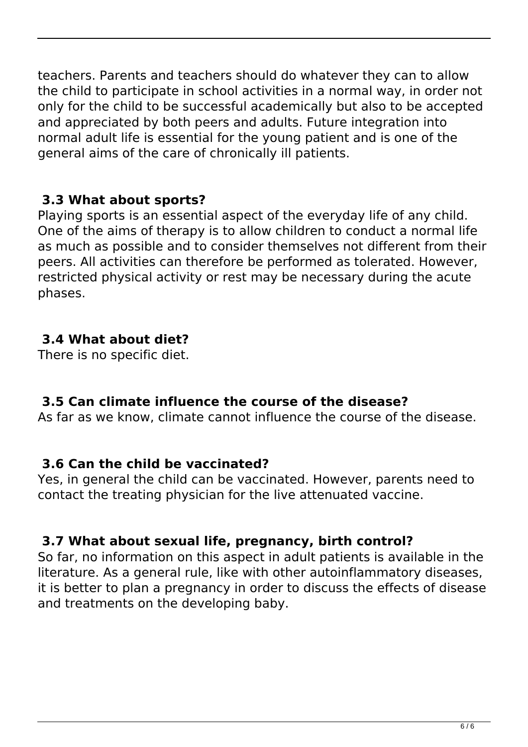teachers. Parents and teachers should do whatever they can to allow the child to participate in school activities in a normal way, in order not only for the child to be successful academically but also to be accepted and appreciated by both peers and adults. Future integration into normal adult life is essential for the young patient and is one of the general aims of the care of chronically ill patients.

### 3.3 What about sports?

Playing sports is an essential aspect of the everyday life of any child. One of the aims of therapy is to allow children to conduct a normal life as much as possible and to consider themselves not different from their peers. All activities can therefore be performed as tolerated. However, restricted physical activity or rest may be necessary during the acute phases.

### 3.4 What about diet?

There is no specific diet.

### 3.5 Can climate influence the course of the disease?

As far as we know, climate cannot influence the course of the disease.

### 3.6 Can the child be vaccinated?

Yes, in general the child can be vaccinated. However, parents need to contact the treating physician for the live attenuated vaccine.

### 3.7 What about sexual life, pregnancy, birth control?

So far, no information on this aspect in adult patients is available in the literature. As a general rule, like with other autoinflammatory diseases, it is better to plan a pregnancy in order to discuss the effects of disease and treatments on the developing baby.